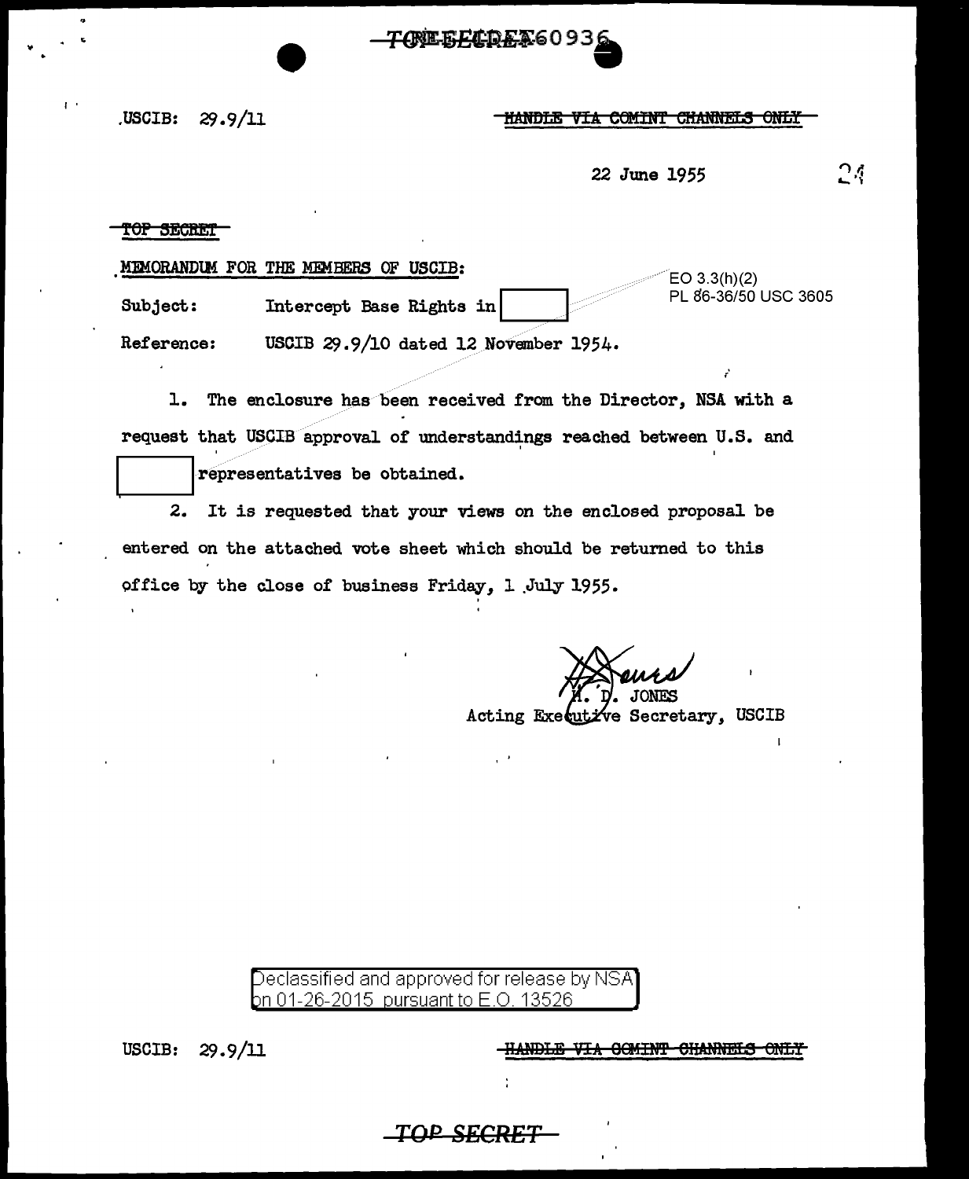USCIB: 29.9/11

~~HANDLE VIA COMINT CHANNELS ONLY~~

22 June 1955

~~TOP SECRET~~

MEMORANDUM FOR THE MEMBERS OF USCIB:

EO 3.3(h)(2)
PL 86-36/50 USC 3605

Subject: Intercept Base Rights in [redacted]

Reference: USCIB 29.9/10 dated 12 November 1954.

1. The enclosure has been received from the Director, NSA with a request that USCIB approval of understandings reached between U.S. and [redacted] representatives be obtained.

2. It is requested that your views on the enclosed proposal be entered on the attached vote sheet which should be returned to this office by the close of business Friday, 1 July 1955.

H. D. JONES
Acting Executive Secretary, USCIB

Declassified and approved for release by NSA on 01-26-2015 pursuant to E.O. 13526

USCIB: 29.9/11

~~HANDLE VIA COMINT CHANNELS ONLY~~

~~TOP SECRET~~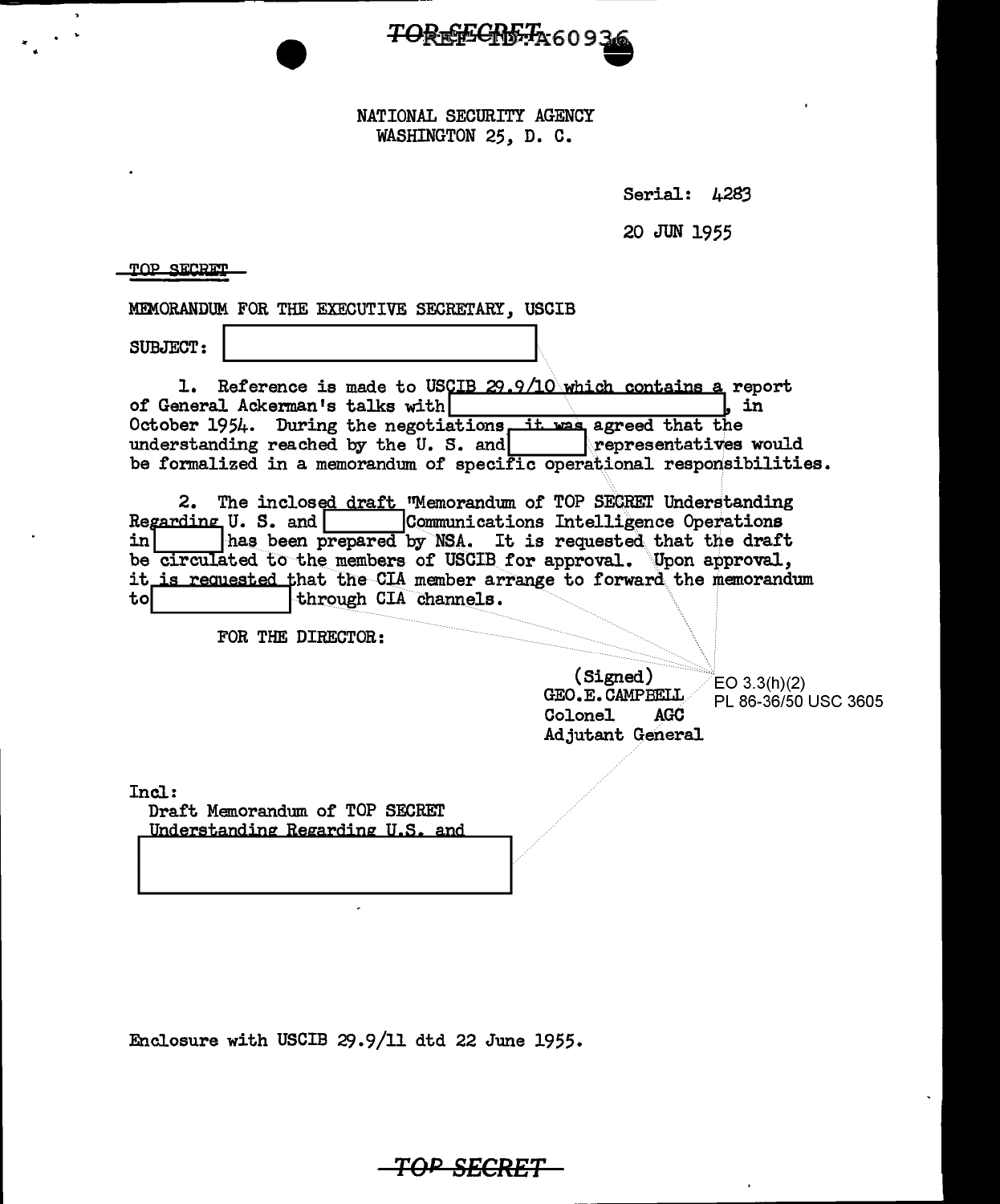TOP SECRET

NATIONAL SECURITY AGENCY
WASHINGTON 25, D. C.

Serial: 4283

20 JUN 1955

TOP SECRET

MEMORANDUM FOR THE EXECUTIVE SECRETARY, USCIB

SUBJECT: [redacted]

1. Reference is made to USCIB 29.9/10 which contains a report of General Ackerman's talks with [redacted], in October 1954. During the negotiations, it was agreed that the understanding reached by the U. S. and [redacted] representatives would be formalized in a memorandum of specific operational responsibilities.

2. The inclosed draft "Memorandum of TOP SECRET Understanding Regarding U. S. and [redacted] Communications Intelligence Operations in [redacted] has been prepared by NSA. It is requested that the draft be circulated to the members of USCIB for approval. Upon approval, it is requested that the CIA member arrange to forward the memorandum to [redacted] through CIA channels.

FOR THE DIRECTOR:

(Signed)
GEO. E. CAMPBELL
Colonel AGC
Adjutant General

EO 3.3(h)(2)
PL 86-36/50 USC 3605

Incl:
Draft Memorandum of TOP SECRET Understanding Regarding U.S. and [redacted]

Enclosure with USCIB 29.9/11 dtd 22 June 1955.

TOP SECRET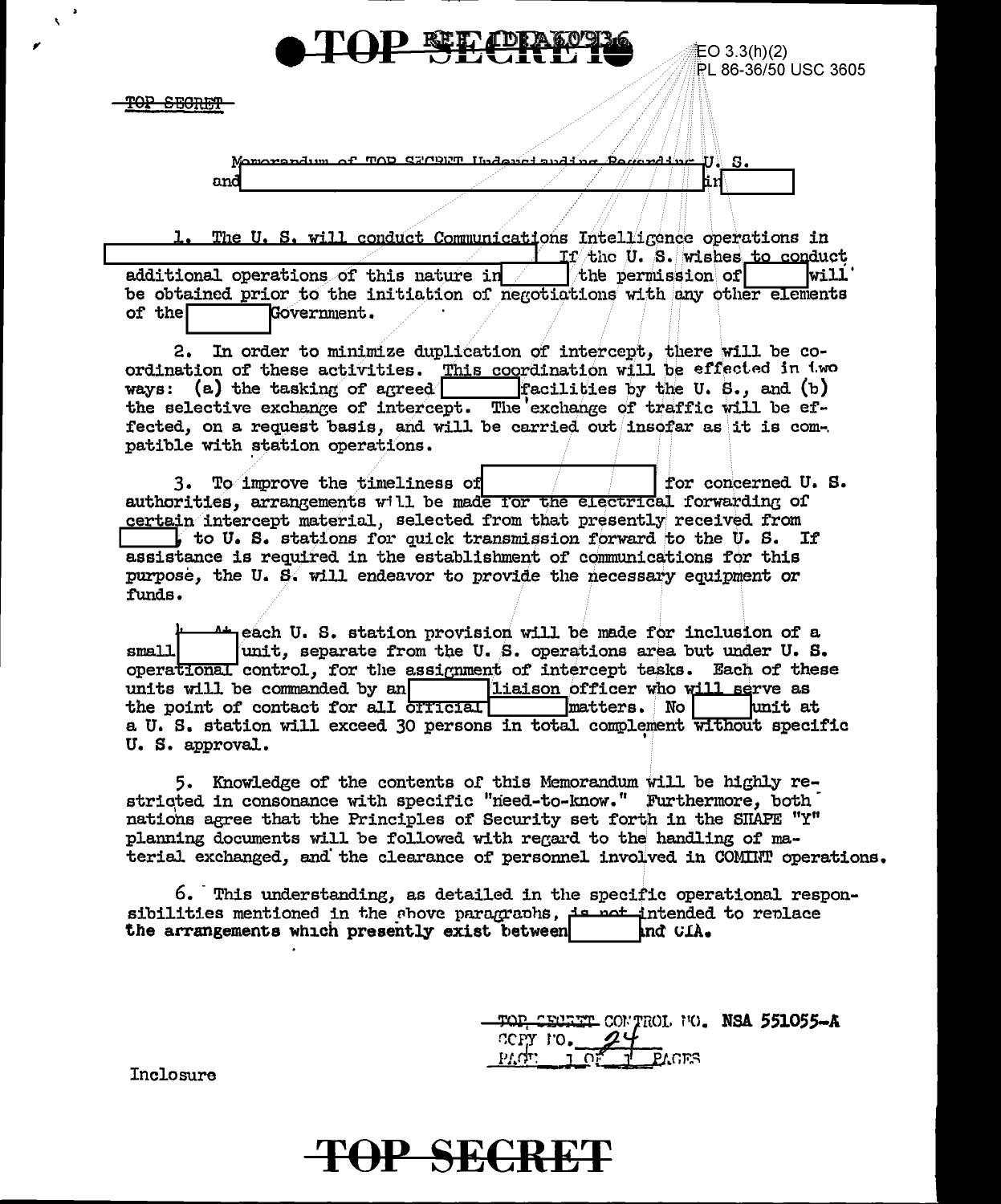TOP SECRET

EO 3.3(h)(2)
PL 86-36/50 USC 3605

TOP SECRET

Memorandum of TOP SECRET Understanding Regarding U. S. and [redacted] in [redacted]

1. The U. S. will conduct Communications Intelligence operations in [redacted] If the U. S. wishes to conduct additional operations of this nature in [redacted] the permission of [redacted] will be obtained prior to the initiation of negotiations with any other elements of the [redacted] Government.

2. In order to minimize duplication of intercept, there will be coordination of these activities. This coordination will be effected in two ways: (a) the tasking of agreed [redacted] facilities by the U. S., and (b) the selective exchange of intercept. The exchange of traffic will be effected, on a request basis, and will be carried out insofar as it is compatible with station operations.

3. To improve the timeliness of [redacted] for concerned U. S. authorities, arrangements will be made for the electrical forwarding of certain intercept material, selected from that presently received from [redacted], to U. S. stations for quick transmission forward to the U. S. If assistance is required in the establishment of communications for this purpose, the U. S. will endeavor to provide the necessary equipment or funds.

4. At each U. S. station provision will be made for inclusion of a small [redacted] unit, separate from the U. S. operations area but under U. S. operational control, for the assignment of intercept tasks. Each of these units will be commanded by an [redacted] liaison officer who will serve as the point of contact for all official [redacted] matters. No [redacted] unit at a U. S. station will exceed 30 persons in total complement without specific U. S. approval.

5. Knowledge of the contents of this Memorandum will be highly restricted in consonance with specific "need-to-know." Furthermore, both nations agree that the Principles of Security set forth in the SHAPE "Y" planning documents will be followed with regard to the handling of material exchanged, and the clearance of personnel involved in COMINT operations.

6. This understanding, as detailed in the specific operational responsibilities mentioned in the above paragraphs, is not intended to replace the arrangements which presently exist between [redacted] and CIA.

TOP SECRET CONTROL NO. NSA 551055-A
COPY NO. 24
PAGE 1 OF 1 PAGES

Inclosure

TOP SECRET